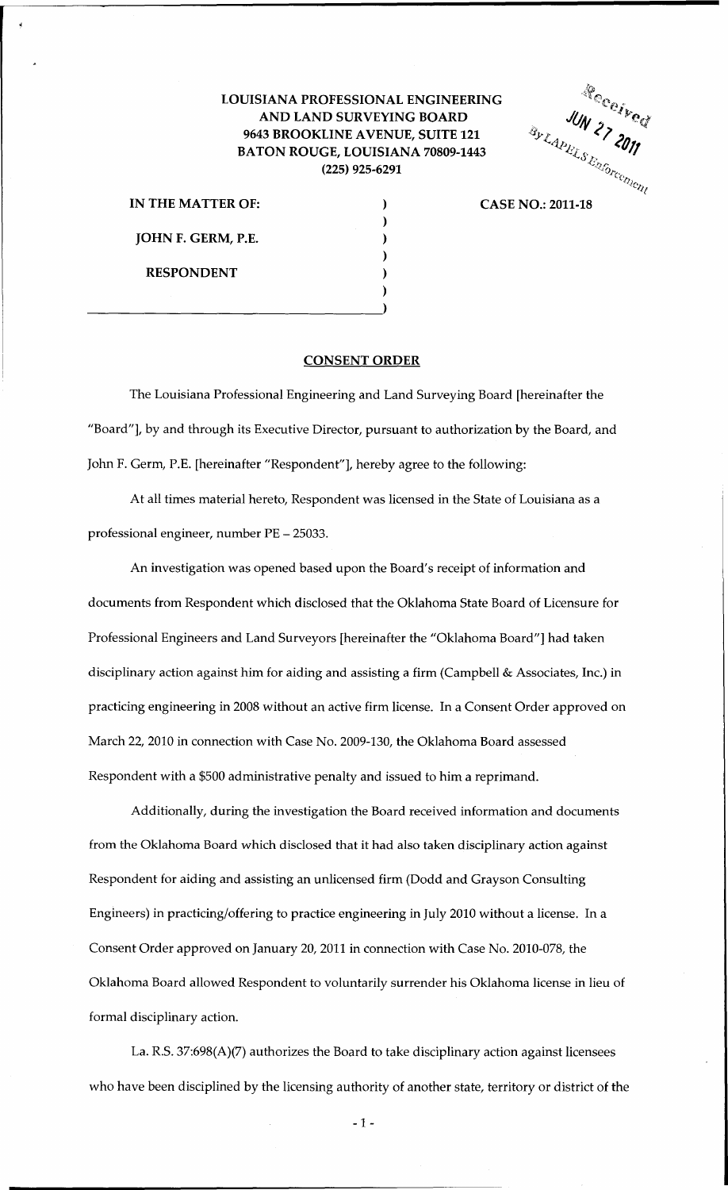**LOUISIANA PROFESSIONAL ENGINEERING AND LAND SURVEYING BOARD**
**9643 BROOKLINE AVENUE, SUITE 121**
**BATON ROUGE, LOUISIANA 70809-1443**
**(225) 925-6291**

Received
JUN 27 2011
By LAPELS Enforcement

| | | |
|---|---|---|
| **IN THE MATTER OF:** | ) | **CASE NO.: 2011-18** |
| | ) | |
| **JOHN F. GERM, P.E.** | ) | |
| | ) | |
| **RESPONDENT** | ) | |
| | ) | |
| | ) | |

## CONSENT ORDER

The Louisiana Professional Engineering and Land Surveying Board [hereinafter the "Board"], by and through its Executive Director, pursuant to authorization by the Board, and John F. Germ, P.E. [hereinafter "Respondent"], hereby agree to the following:

At all times material hereto, Respondent was licensed in the State of Louisiana as a professional engineer, number PE – 25033.

An investigation was opened based upon the Board's receipt of information and documents from Respondent which disclosed that the Oklahoma State Board of Licensure for Professional Engineers and Land Surveyors [hereinafter the "Oklahoma Board"] had taken disciplinary action against him for aiding and assisting a firm (Campbell & Associates, Inc.) in practicing engineering in 2008 without an active firm license. In a Consent Order approved on March 22, 2010 in connection with Case No. 2009-130, the Oklahoma Board assessed Respondent with a $500 administrative penalty and issued to him a reprimand.

Additionally, during the investigation the Board received information and documents from the Oklahoma Board which disclosed that it had also taken disciplinary action against Respondent for aiding and assisting an unlicensed firm (Dodd and Grayson Consulting Engineers) in practicing/offering to practice engineering in July 2010 without a license. In a Consent Order approved on January 20, 2011 in connection with Case No. 2010-078, the Oklahoma Board allowed Respondent to voluntarily surrender his Oklahoma license in lieu of formal disciplinary action.

La. R.S. 37:698(A)(7) authorizes the Board to take disciplinary action against licensees who have been disciplined by the licensing authority of another state, territory or district of the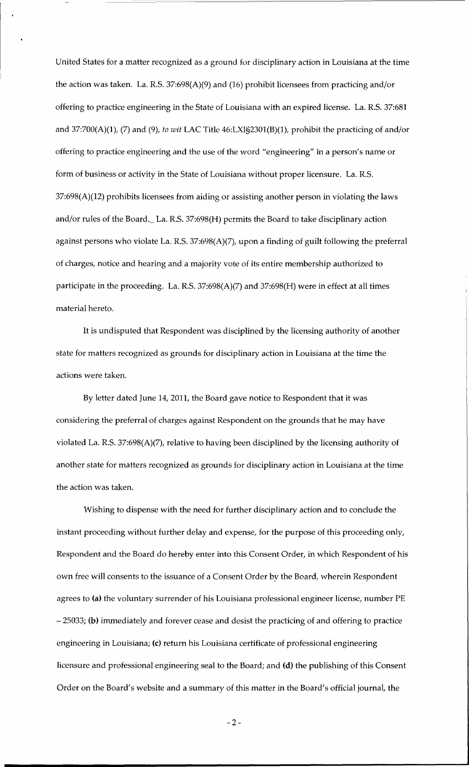United States for a matter recognized as a ground for disciplinary action in Louisiana at the time the action was taken. La. R.S. 37:698(A)(9) and (16) prohibit licensees from practicing and/or offering to practice engineering in the State of Louisiana with an expired license. La. R.S. 37:681 and 37:700(A)(1), (7) and (9), *to wit* LAC Title 46:LXI§2301(B)(1), prohibit the practicing of and/or offering to practice engineering and the use of the word "engineering" in a person's name or form of business or activity in the State of Louisiana without proper licensure. La. R.S. 37:698(A)(12) prohibits licensees from aiding or assisting another person in violating the laws and/or rules of the Board._ La. R.S. 37:698(H) permits the Board to take disciplinary action against persons who violate La. R.S. 37:698(A)(7), upon a finding of guilt following the preferral of charges, notice and hearing and a majority vote of its entire membership authorized to participate in the proceeding. La. R.S. 37:698(A)(7) and 37:698(H) were in effect at all times material hereto.

It is undisputed that Respondent was disciplined by the licensing authority of another state for matters recognized as grounds for disciplinary action in Louisiana at the time the actions were taken.

By letter dated June 14, 2011, the Board gave notice to Respondent that it was considering the preferral of charges against Respondent on the grounds that he may have violated La. R.S. 37:698(A)(7), relative to having been disciplined by the licensing authority of another state for matters recognized as grounds for disciplinary action in Louisiana at the time the action was taken.

Wishing to dispense with the need for further disciplinary action and to conclude the instant proceeding without further delay and expense, for the purpose of this proceeding only, Respondent and the Board do hereby enter into this Consent Order, in which Respondent of his own free will consents to the issuance of a Consent Order by the Board, wherein Respondent agrees to **(a)** the voluntary surrender of his Louisiana professional engineer license, number PE – 25033; **(b)** immediately and forever cease and desist the practicing of and offering to practice engineering in Louisiana; **(c)** return his Louisiana certificate of professional engineering licensure and professional engineering seal to the Board; and **(d)** the publishing of this Consent Order on the Board's website and a summary of this matter in the Board's official journal, the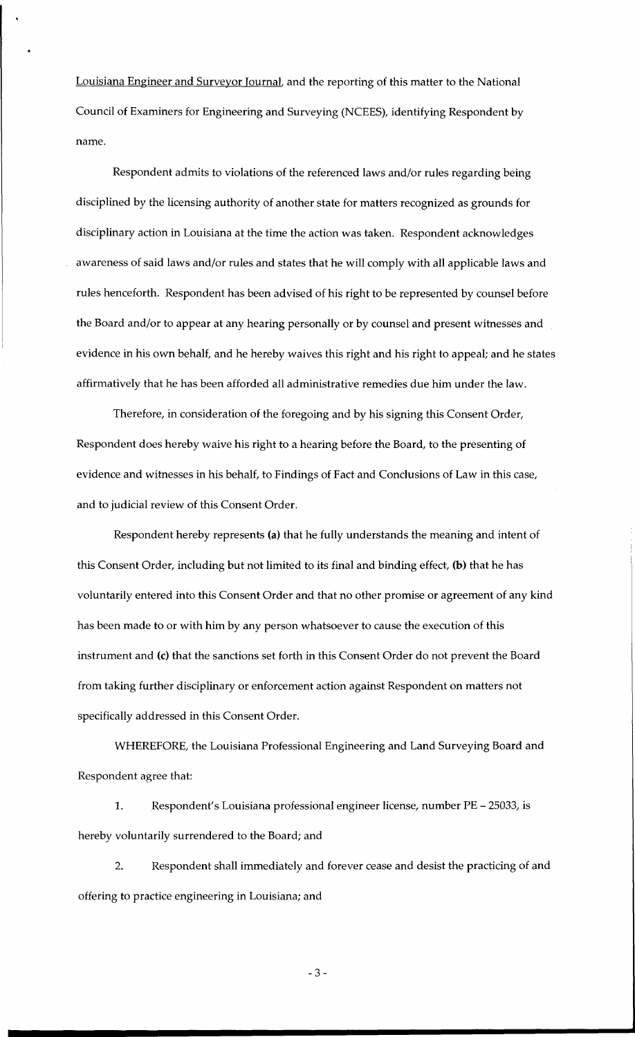Louisiana Engineer and Surveyor Journal, and the reporting of this matter to the National Council of Examiners for Engineering and Surveying (NCEES), identifying Respondent by name.

Respondent admits to violations of the referenced laws and/or rules regarding being disciplined by the licensing authority of another state for matters recognized as grounds for disciplinary action in Louisiana at the time the action was taken. Respondent acknowledges awareness of said laws and/or rules and states that he will comply with all applicable laws and rules henceforth. Respondent has been advised of his right to be represented by counsel before the Board and/or to appear at any hearing personally or by counsel and present witnesses and evidence in his own behalf, and he hereby waives this right and his right to appeal; and he states affirmatively that he has been afforded all administrative remedies due him under the law.

Therefore, in consideration of the foregoing and by his signing this Consent Order, Respondent does hereby waive his right to a hearing before the Board, to the presenting of evidence and witnesses in his behalf, to Findings of Fact and Conclusions of Law in this case, and to judicial review of this Consent Order.

Respondent hereby represents **(a)** that he fully understands the meaning and intent of this Consent Order, including but not limited to its final and binding effect, **(b)** that he has voluntarily entered into this Consent Order and that no other promise or agreement of any kind has been made to or with him by any person whatsoever to cause the execution of this instrument and **(c)** that the sanctions set forth in this Consent Order do not prevent the Board from taking further disciplinary or enforcement action against Respondent on matters not specifically addressed in this Consent Order.

WHEREFORE, the Louisiana Professional Engineering and Land Surveying Board and Respondent agree that:

1. Respondent's Louisiana professional engineer license, number PE – 25033, is hereby voluntarily surrendered to the Board; and

2. Respondent shall immediately and forever cease and desist the practicing of and offering to practice engineering in Louisiana; and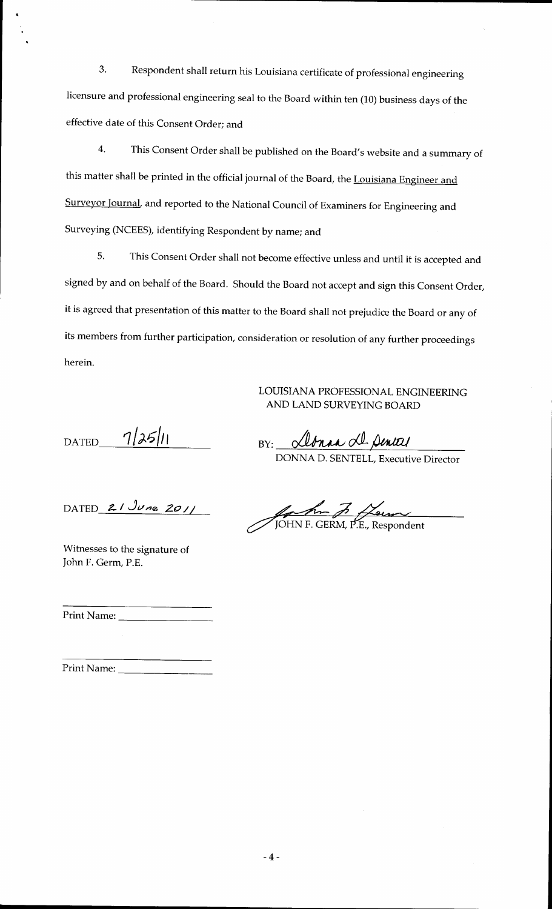3. Respondent shall return his Louisiana certificate of professional engineering licensure and professional engineering seal to the Board within ten (10) business days of the effective date of this Consent Order; and

4. This Consent Order shall be published on the Board's website and a summary of this matter shall be printed in the official journal of the Board, the Louisiana Engineer and Surveyor Journal, and reported to the National Council of Examiners for Engineering and Surveying (NCEES), identifying Respondent by name; and

5. This Consent Order shall not become effective unless and until it is accepted and signed by and on behalf of the Board. Should the Board not accept and sign this Consent Order, it is agreed that presentation of this matter to the Board shall not prejudice the Board or any of its members from further participation, consideration or resolution of any further proceedings herein.

LOUISIANA PROFESSIONAL ENGINEERING AND LAND SURVEYING BOARD

DATED 7/25/11

BY: Donna D. Sentell

DONNA D. SENTELL, Executive Director

DATED 21 June 2011

John F. Germ

JOHN F. GERM, P.E., Respondent

Witnesses to the signature of John F. Germ, P.E.

\_\_\_\_\_\_\_\_\_\_\_\_\_\_\_\_\_\_\_\_

Print Name: \_\_\_\_\_\_\_\_\_\_\_\_\_\_\_\_

\_\_\_\_\_\_\_\_\_\_\_\_\_\_\_\_\_\_\_\_

Print Name: \_\_\_\_\_\_\_\_\_\_\_\_\_\_\_\_